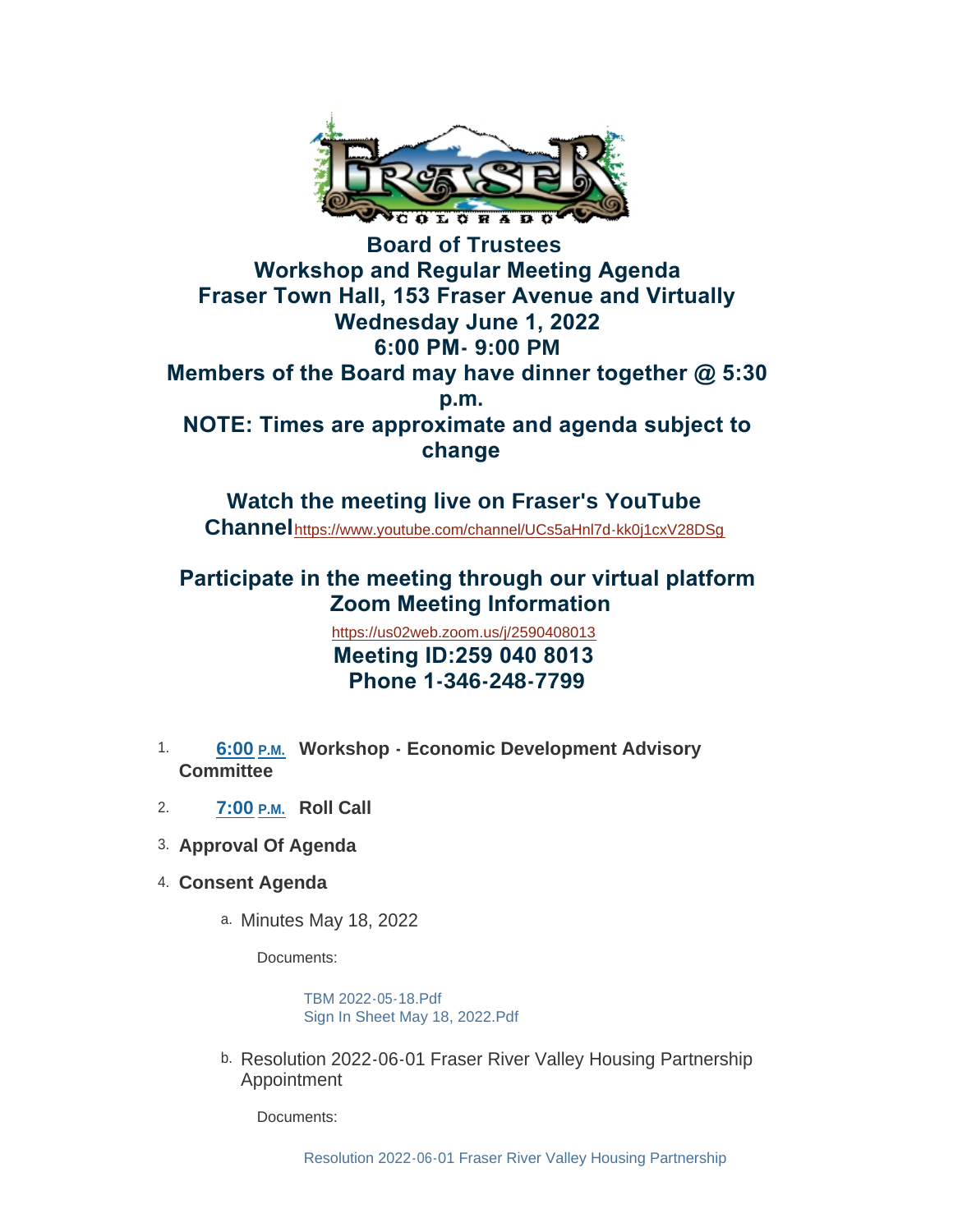# Board of Trustees
## Workshop and Regular Meeting Agenda
## Fraser Town Hall, 153 Fraser Avenue and Virtually
## Wednesday June 1, 2022
## 6:00 PM- 9:00 PM
## Members of the Board may have dinner together @ 5:30 p.m.
## NOTE: Times are approximate and agenda subject to change

## Watch the meeting live on Fraser's YouTube Channel https://www.youtube.com/channel/UCs5aHnl7d-kk0j1cxV28DSg

## Participate in the meeting through our virtual platform Zoom Meeting Information

https://us02web.zoom.us/j/2590408013

**Meeting ID:259 040 8013**

**Phone 1-346-248-7799**

1. **6:00 P.M. Workshop - Economic Development Advisory Committee**
2. **7:00 P.M. Roll Call**
3. **Approval Of Agenda**
4. **Consent Agenda**
   a. Minutes May 18, 2022

      Documents:

      TBM 2022-05-18.Pdf
      Sign In Sheet May 18, 2022.Pdf

   b. Resolution 2022-06-01 Fraser River Valley Housing Partnership Appointment

      Documents:

      Resolution 2022-06-01 Fraser River Valley Housing Partnership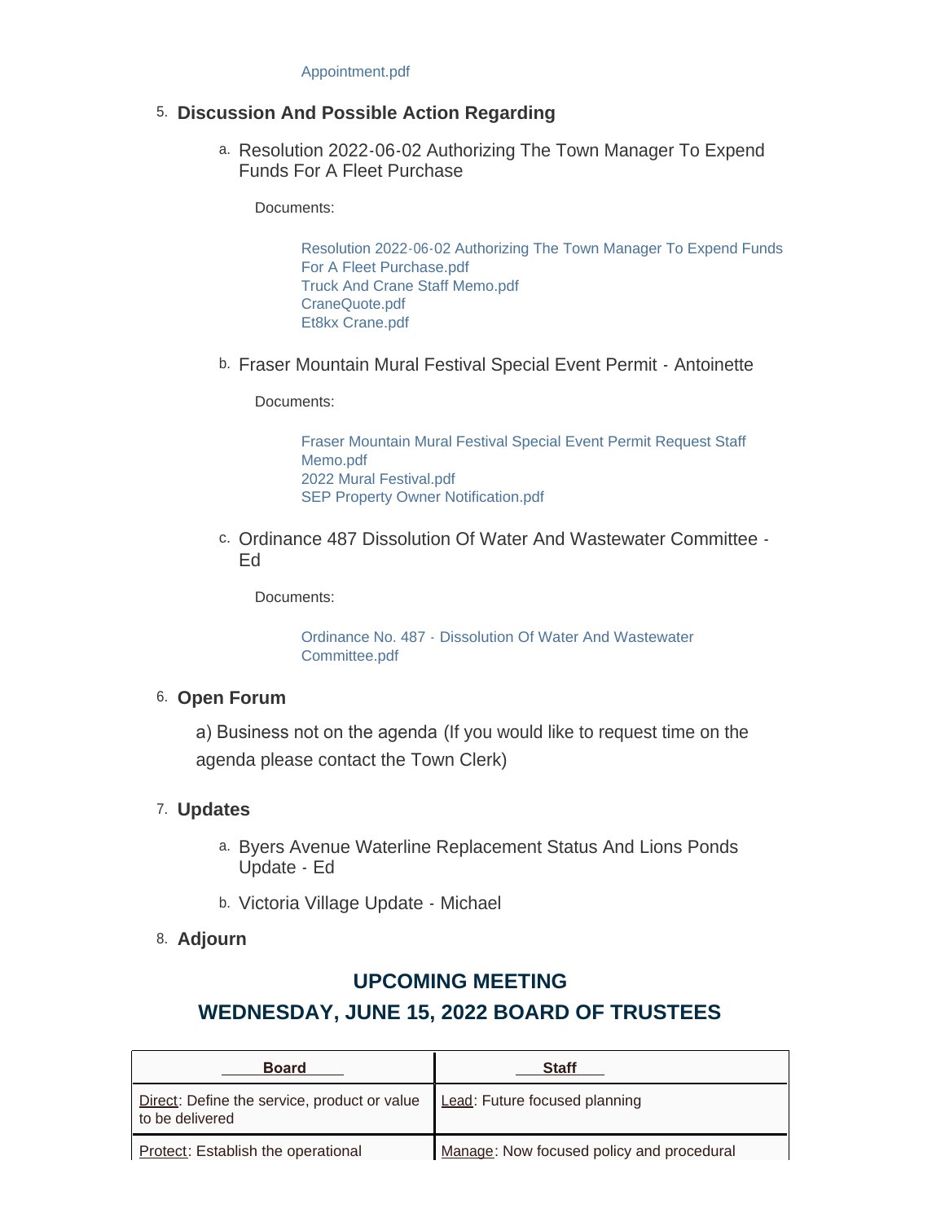Appointment.pdf

5. **Discussion And Possible Action Regarding**

   a. Resolution 2022-06-02 Authorizing The Town Manager To Expend Funds For A Fleet Purchase

      Documents:

      Resolution 2022-06-02 Authorizing The Town Manager To Expend Funds For A Fleet Purchase.pdf
      Truck And Crane Staff Memo.pdf
      CraneQuote.pdf
      Et8kx Crane.pdf

   b. Fraser Mountain Mural Festival Special Event Permit - Antoinette

      Documents:

      Fraser Mountain Mural Festival Special Event Permit Request Staff Memo.pdf
      2022 Mural Festival.pdf
      SEP Property Owner Notification.pdf

   c. Ordinance 487 Dissolution Of Water And Wastewater Committee - Ed

      Documents:

      Ordinance No. 487 - Dissolution Of Water And Wastewater Committee.pdf

6. **Open Forum**

   a) Business not on the agenda (If you would like to request time on the agenda please contact the Town Clerk)

7. **Updates**

   a. Byers Avenue Waterline Replacement Status And Lions Ponds Update - Ed

   b. Victoria Village Update - Michael

8. **Adjourn**

## UPCOMING MEETING
## WEDNESDAY, JUNE 15, 2022 BOARD OF TRUSTEES

| Board | Staff |
|---|---|
| Direct: Define the service, product or value to be delivered | Lead: Future focused planning |
| Protect: Establish the operational | Manage: Now focused policy and procedural |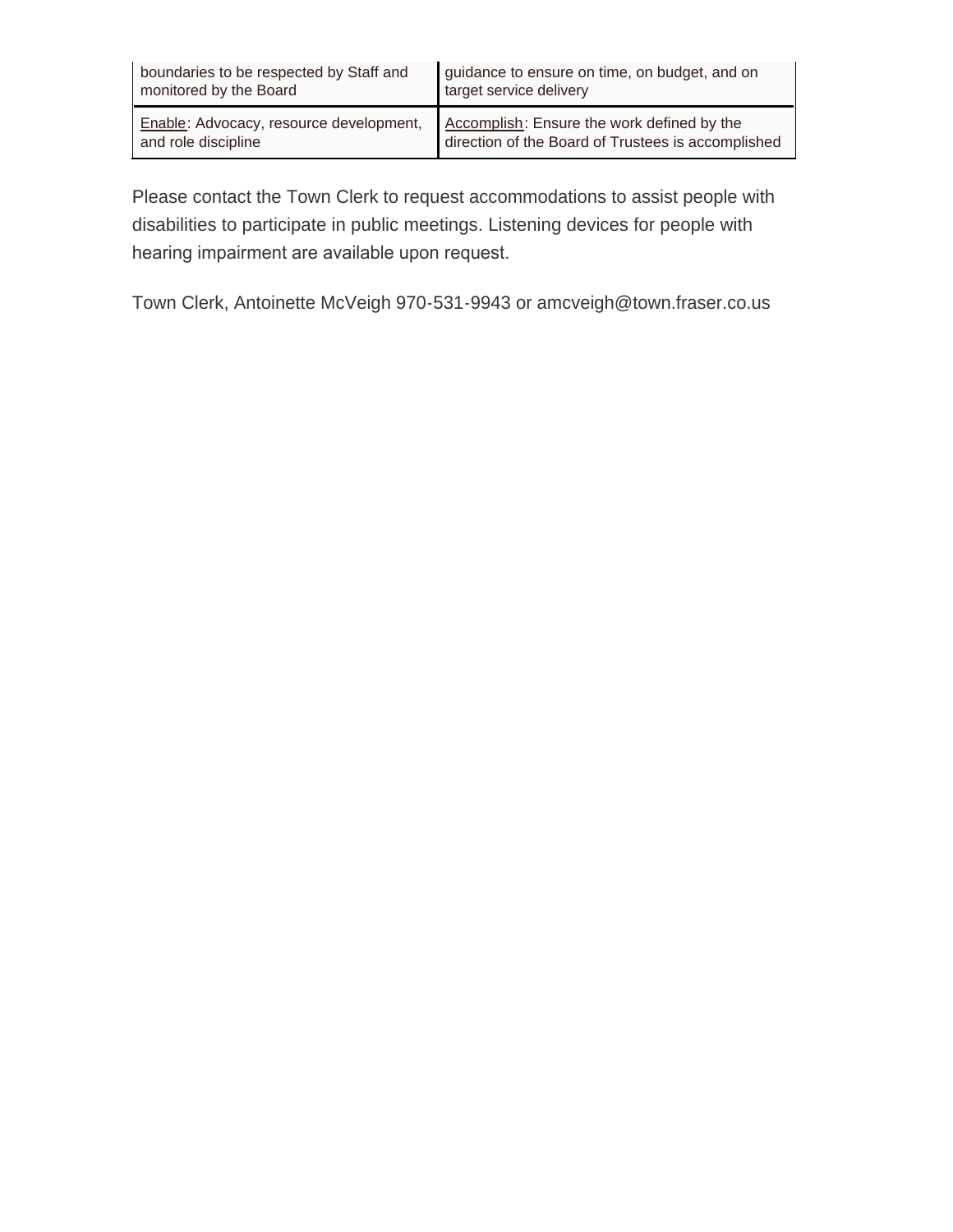| | |
|---|---|
| boundaries to be respected by Staff and monitored by the Board | guidance to ensure on time, on budget, and on target service delivery |
| Enable: Advocacy, resource development, and role discipline | Accomplish: Ensure the work defined by the direction of the Board of Trustees is accomplished |

Please contact the Town Clerk to request accommodations to assist people with disabilities to participate in public meetings. Listening devices for people with hearing impairment are available upon request.

Town Clerk, Antoinette McVeigh 970-531-9943 or amcveigh@town.fraser.co.us